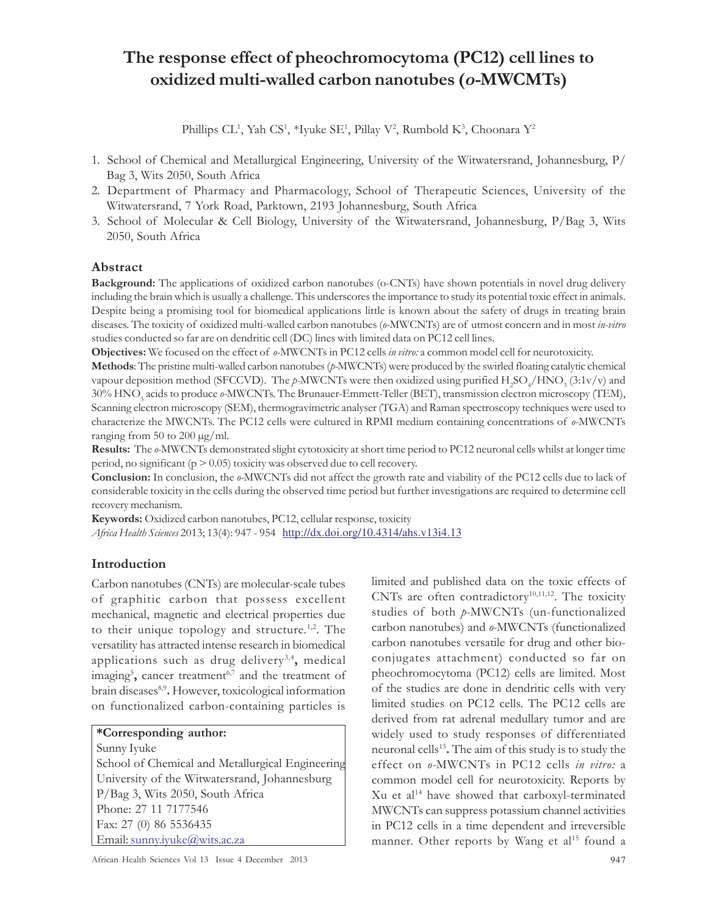# The response effect of pheochromocytoma (PC12) cell lines to oxidized multi-walled carbon nanotubes (*o*-MWCMTs)

Phillips CL[1], Yah CS[1], *Iyuke SE[1], Pillay V[2], Rumbold K[3], Choonara Y[2]

1. School of Chemical and Metallurgical Engineering, University of the Witwatersrand, Johannesburg, P/Bag 3, Wits 2050, South Africa
2. Department of Pharmacy and Pharmacology, School of Therapeutic Sciences, University of the Witwatersrand, 7 York Road, Parktown, 2193 Johannesburg, South Africa
3. School of Molecular & Cell Biology, University of the Witwatersrand, Johannesburg, P/Bag 3, Wits 2050, South Africa

## Abstract

**Background:** The applications of oxidized carbon nanotubes (o-CNTs) have shown potentials in novel drug delivery including the brain which is usually a challenge. This underscores the importance to study its potential toxic effect in animals. Despite being a promising tool for biomedical applications little is known about the safety of drugs in treating brain diseases. The toxicity of oxidized multi-walled carbon nanotubes (*o*-MWCNTs) are of utmost concern and in most *in-vitro* studies conducted so far are on dendritic cell (DC) lines with limited data on PC12 cell lines.

**Objectives:** We focused on the effect of *o*-MWCNTs in PC12 cells *in vitro:* a common model cell for neurotoxicity.

**Methods**: The pristine multi-walled carbon nanotubes (*p*-MWCNTs) were produced by the swirled floating catalytic chemical vapour deposition method (SFCCVD). The *p*-MWCNTs were then oxidized using purified $H_2SO_4/HNO_3$ (3:1v/v) and 30% $HNO_3$ acids to produce *o*-MWCNTs. The Brunauer-Emmett-Teller (BET), transmission electron microscopy (TEM), Scanning electron microscopy (SEM), thermogravimetric analyser (TGA) and Raman spectroscopy techniques were used to characterize the MWCNTs. The PC12 cells were cultured in RPMI medium containing concentrations of *o*-MWCNTs ranging from 50 to 200 μg/ml.

**Results:** The *o*-MWCNTs demonstrated slight cytotoxicity at short time period to PC12 neuronal cells whilst at longer time period, no significant ($p > 0.05$) toxicity was observed due to cell recovery.

**Conclusion:** In conclusion, the *o*-MWCNTs did not affect the growth rate and viability of the PC12 cells due to lack of considerable toxicity in the cells during the observed time period but further investigations are required to determine cell recovery mechanism.

**Keywords:** Oxidized carbon nanotubes, PC12, cellular response, toxicity

*Africa Health Sciences* 2013; 13(4): 947 - 954 http://dx.doi.org/10.4314/ahs.v13i4.13

## Introduction

Carbon nanotubes (CNTs) are molecular-scale tubes of graphitic carbon that possess excellent mechanical, magnetic and electrical properties due to their unique topology and structure.[1,2]. The versatility has attracted intense research in biomedical applications such as drug delivery[3,4], medical imaging[5], cancer treatment[6,7] and the treatment of brain diseases[8,9]. However, toxicological information on functionalized carbon-containing particles is limited and published data on the toxic effects of CNTs are often contradictory[10,11,12]. The toxicity studies of both *p*-MWCNTs (un-functionalized carbon nanotubes) and *o*-MWCNTs (functionalized carbon nanotubes versatile for drug and other bio-conjugates attachment) conducted so far on pheochromocytoma (PC12) cells are limited. Most of the studies are done in dendritic cells with very limited studies on PC12 cells. The PC12 cells are derived from rat adrenal medullary tumor and are widely used to study responses of differentiated neuronal cells[13]. The aim of this study is to study the effect on *o*-MWCNTs in PC12 cells *in vitro:* a common model cell for neurotoxicity. Reports by Xu et al[14] have showed that carboxyl-terminated MWCNTs can suppress potassium channel activities in PC12 cells in a time dependent and irreversible manner. Other reports by Wang et al[15] found a

**\*Corresponding author:**
Sunny Iyuke
School of Chemical and Metallurgical Engineering
University of the Witwatersrand, Johannesburg
P/Bag 3, Wits 2050, South Africa
Phone: 27 11 7177546
Fax: 27 (0) 86 5536435
Email: sunny.iyuke@wits.ac.za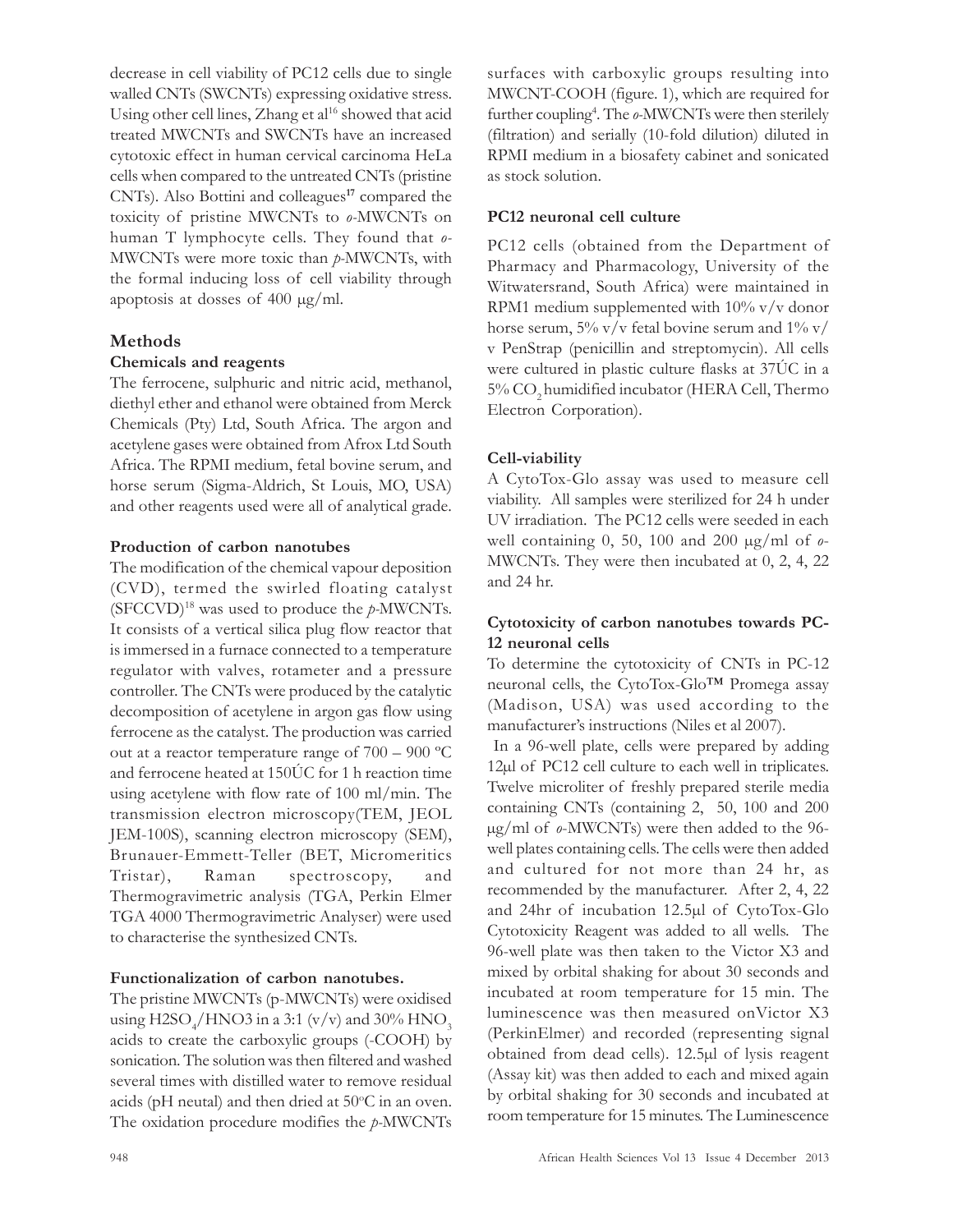decrease in cell viability of PC12 cells due to single walled CNTs (SWCNTs) expressing oxidative stress. Using other cell lines, Zhang et al[16] showed that acid treated MWCNTs and SWCNTs have an increased cytotoxic effect in human cervical carcinoma HeLa cells when compared to the untreated CNTs (pristine CNTs). Also Bottini and colleagues[17] compared the toxicity of pristine MWCNTs to *o*-MWCNTs on human T lymphocyte cells. They found that *o*-MWCNTs were more toxic than *p*-MWCNTs, with the formal inducing loss of cell viability through apoptosis at dosses of 400 μg/ml.

## Methods

### Chemicals and reagents

The ferrocene, sulphuric and nitric acid, methanol, diethyl ether and ethanol were obtained from Merck Chemicals (Pty) Ltd, South Africa. The argon and acetylene gases were obtained from Afrox Ltd South Africa. The RPMI medium, fetal bovine serum, and horse serum (Sigma-Aldrich, St Louis, MO, USA) and other reagents used were all of analytical grade.

### Production of carbon nanotubes

The modification of the chemical vapour deposition (CVD), termed the swirled floating catalyst (SFCCVD)[18] was used to produce the *p*-MWCNTs. It consists of a vertical silica plug flow reactor that is immersed in a furnace connected to a temperature regulator with valves, rotameter and a pressure controller. The CNTs were produced by the catalytic decomposition of acetylene in argon gas flow using ferrocene as the catalyst. The production was carried out at a reactor temperature range of 700 – 900 ºC and ferrocene heated at 150ÚC for 1 h reaction time using acetylene with flow rate of 100 ml/min. The transmission electron microscopy(TEM, JEOL JEM-100S), scanning electron microscopy (SEM), Brunauer-Emmett-Teller (BET, Micromeritics Tristar), Raman spectroscopy, and Thermogravimetric analysis (TGA, Perkin Elmer TGA 4000 Thermogravimetric Analyser) were used to characterise the synthesized CNTs.

### Functionalization of carbon nanotubes.

The pristine MWCNTs (p-MWCNTs) were oxidised using $H2SO_4$/HNO3 in a 3:1 (v/v) and 30% $HNO_3$ acids to create the carboxylic groups (-COOH) by sonication. The solution was then filtered and washed several times with distilled water to remove residual acids (pH neutral) and then dried at 50ºC in an oven. The oxidation procedure modifies the *p*-MWCNTs surfaces with carboxylic groups resulting into MWCNT-COOH (figure. 1), which are required for further coupling[4]. The *o*-MWCNTs were then sterilely (filtration) and serially (10-fold dilution) diluted in RPMI medium in a biosafety cabinet and sonicated as stock solution.

### PC12 neuronal cell culture

PC12 cells (obtained from the Department of Pharmacy and Pharmacology, University of the Witwatersrand, South Africa) were maintained in RPM1 medium supplemented with 10% v/v donor horse serum, 5% v/v fetal bovine serum and 1% v/v PenStrap (penicillin and streptomycin). All cells were cultured in plastic culture flasks at 37ÚC in a 5% $CO_2$ humidified incubator (HERA Cell, Thermo Electron Corporation).

### Cell-viability

A CytoTox-Glo assay was used to measure cell viability. All samples were sterilized for 24 h under UV irradiation. The PC12 cells were seeded in each well containing 0, 50, 100 and 200 μg/ml of *o*-MWCNTs. They were then incubated at 0, 2, 4, 22 and 24 hr.

### Cytotoxicity of carbon nanotubes towards PC-12 neuronal cells

To determine the cytotoxicity of CNTs in PC-12 neuronal cells, the CytoTox-Glo™ Promega assay (Madison, USA) was used according to the manufacturer's instructions (Niles et al 2007).

In a 96-well plate, cells were prepared by adding 12μl of PC12 cell culture to each well in triplicates. Twelve microliter of freshly prepared sterile media containing CNTs (containing 2, 50, 100 and 200 μg/ml of *o*-MWCNTs) were then added to the 96-well plates containing cells. The cells were then added and cultured for not more than 24 hr, as recommended by the manufacturer. After 2, 4, 22 and 24hr of incubation 12.5μl of CytoTox-Glo Cytotoxicity Reagent was added to all wells. The 96-well plate was then taken to the Victor X3 and mixed by orbital shaking for about 30 seconds and incubated at room temperature for 15 min. The luminescence was then measured onVictor X3 (PerkinElmer) and recorded (representing signal obtained from dead cells). 12.5μl of lysis reagent (Assay kit) was then added to each and mixed again by orbital shaking for 30 seconds and incubated at room temperature for 15 minutes. The Luminescence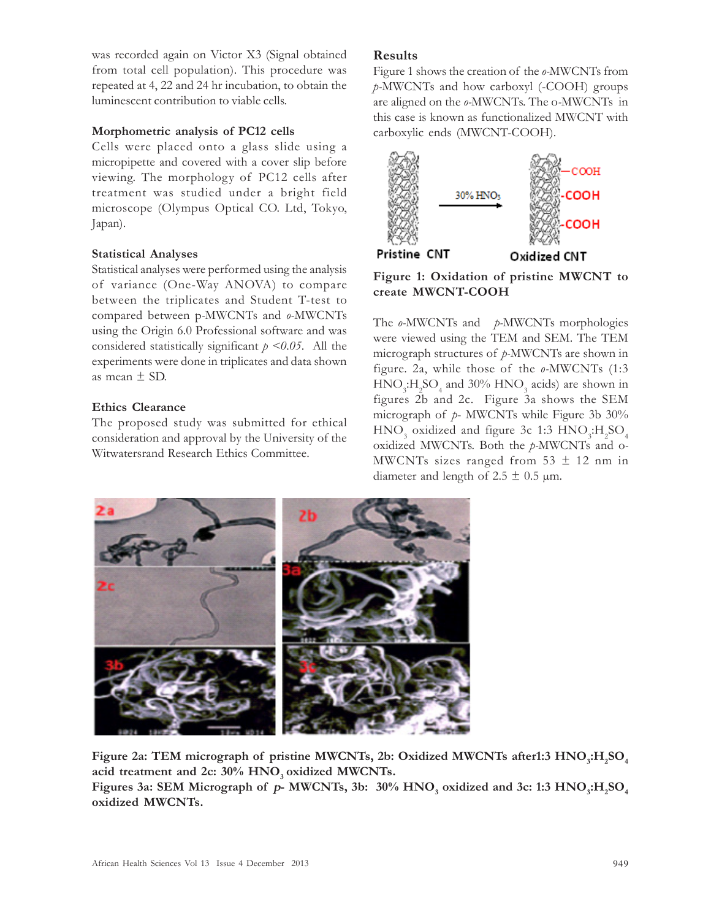was recorded again on Victor X3 (Signal obtained from total cell population). This procedure was repeated at 4, 22 and 24 hr incubation, to obtain the luminescent contribution to viable cells.

### Morphometric analysis of PC12 cells

Cells were placed onto a glass slide using a micropipette and covered with a cover slip before viewing. The morphology of PC12 cells after treatment was studied under a bright field microscope (Olympus Optical CO. Ltd, Tokyo, Japan).

### Statistical Analyses

Statistical analyses were performed using the analysis of variance (One-Way ANOVA) to compare between the triplicates and Student T-test to compared between p-MWCNTs and *o*-MWCNTs using the Origin 6.0 Professional software and was considered statistically significant $p < 0.05$. All the experiments were done in triplicates and data shown as mean ± SD.

### Ethics Clearance

The proposed study was submitted for ethical consideration and approval by the University of the Witwatersrand Research Ethics Committee.

## Results

Figure 1 shows the creation of the *o*-MWCNTs from *p*-MWCNTs and how carboxyl (-COOH) groups are aligned on the *o*-MWCNTs. The o-MWCNTs in this case is known as functionalized MWCNT with carboxylic ends (MWCNT-COOH).

**Figure 1: Oxidation of pristine MWCNT to create MWCNT-COOH**

The *o*-MWCNTs and *p*-MWCNTs morphologies were viewed using the TEM and SEM. The TEM micrograph structures of *p*-MWCNTs are shown in figure. 2a, while those of the *o*-MWCNTs (1:3 $HNO_3$:$H_2SO_4$ and 30% $HNO_3$ acids) are shown in figures 2b and 2c. Figure 3a shows the SEM micrograph of *p*- MWCNTs while Figure 3b 30% $HNO_3$ oxidized and figure 3c 1:3 $HNO_3$:$H_2SO_4$ oxidized MWCNTs. Both the *p*-MWCNTs and o-MWCNTs sizes ranged from 53 ± 12 nm in diameter and length of 2.5 ± 0.5 µm.

**Figure 2a: TEM micrograph of pristine MWCNTs, 2b: Oxidized MWCNTs after1:3 $HNO_3$:$H_2SO_4$ acid treatment and 2c: 30% $HNO_3$ oxidized MWCNTs.**
**Figures 3a: SEM Micrograph of *p*- MWCNTs, 3b: 30% $HNO_3$ oxidized and 3c: 1:3 $HNO_3$:$H_2SO_4$ oxidized MWCNTs.**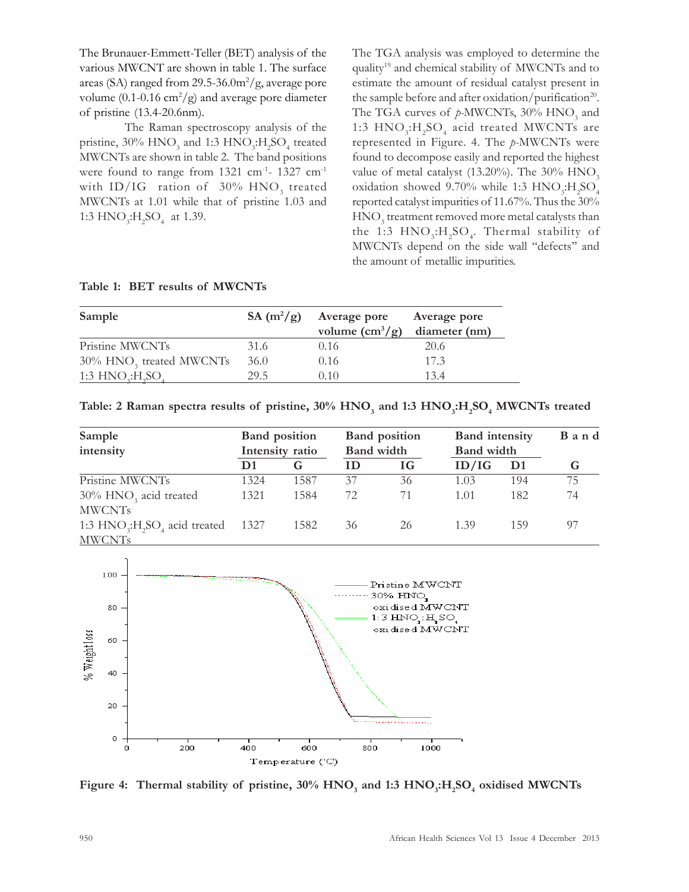The Brunauer-Emmett-Teller (BET) analysis of the various MWCNT are shown in table 1. The surface areas (SA) ranged from 29.5-36.0m$^2$/g, average pore volume (0.1-0.16 cm$^2$/g) and average pore diameter of pristine (13.4-20.6nm).

The Raman spectroscopy analysis of the pristine, 30% $HNO_3$ and 1:3 $HNO_3$:$H_2SO_4$ treated MWCNTs are shown in table 2. The band positions were found to range from 1321 cm$^{-1}$- 1327 cm$^{-1}$ with ID/IG ration of 30% $HNO_3$ treated MWCNTs at 1.01 while that of pristine 1.03 and 1:3 $HNO_3$:$H_2SO_4$ at 1.39.

The TGA analysis was employed to determine the quality[19] and chemical stability of MWCNTs and to estimate the amount of residual catalyst present in the sample before and after oxidation/purification[20]. The TGA curves of *p*-MWCNTs, 30% $HNO_3$ and 1:3 $HNO_3$:$H_2SO_4$ acid treated MWCNTs are represented in Figure. 4. The *p*-MWCNTs were found to decompose easily and reported the highest value of metal catalyst (13.20%). The 30% $HNO_3$ oxidation showed 9.70% while 1:3 $HNO_3$:$H_2SO_4$ reported catalyst impurities of 11.67%. Thus the 30% $HNO_3$ treatment removed more metal catalysts than the 1:3 $HNO_3$:$H_2SO_4$. Thermal stability of MWCNTs depend on the side wall "defects" and the amount of metallic impurities.

**Table 1: BET results of MWCNTs**

| Sample | SA (m$^2$/g) | Average pore volume (cm$^3$/g) | Average pore diameter (nm) |
|---|---|---|---|
| Pristine MWCNTs | 31.6 | 0.16 | 20.6 |
| 30% $HNO_3$ treated MWCNTs | 36.0 | 0.16 | 17.3 |
| 1:3 $HNO_3$:$H_2SO_4$ | 29.5 | 0.10 | 13.4 |

**Table: 2 Raman spectra results of pristine, 30% $HNO_3$ and 1:3 $HNO_3$:$H_2SO_4$ MWCNTs treated**

| Sample intensity | Band position Intensity ratio | | Band position Band width | | Band intensity Band width | | Band |
|---|---|---|---|---|---|---|---|
| | D1 | G | ID | IG | ID/IG | D1 | G |
| Pristine MWCNTs | 1324 | 1587 | 37 | 36 | 1.03 | 194 | 75 |
| 30% $HNO_3$ acid treated MWCNTs | 1321 | 1584 | 72 | 71 | 1.01 | 182 | 74 |
| 1:3 $HNO_3$:$H_2SO_4$ acid treated MWCNTs | 1327 | 1582 | 36 | 26 | 1.39 | 159 | 97 |

**Figure 4: Thermal stability of pristine, 30% $HNO_3$ and 1:3 $HNO_3$:$H_2SO_4$ oxidised MWCNTs**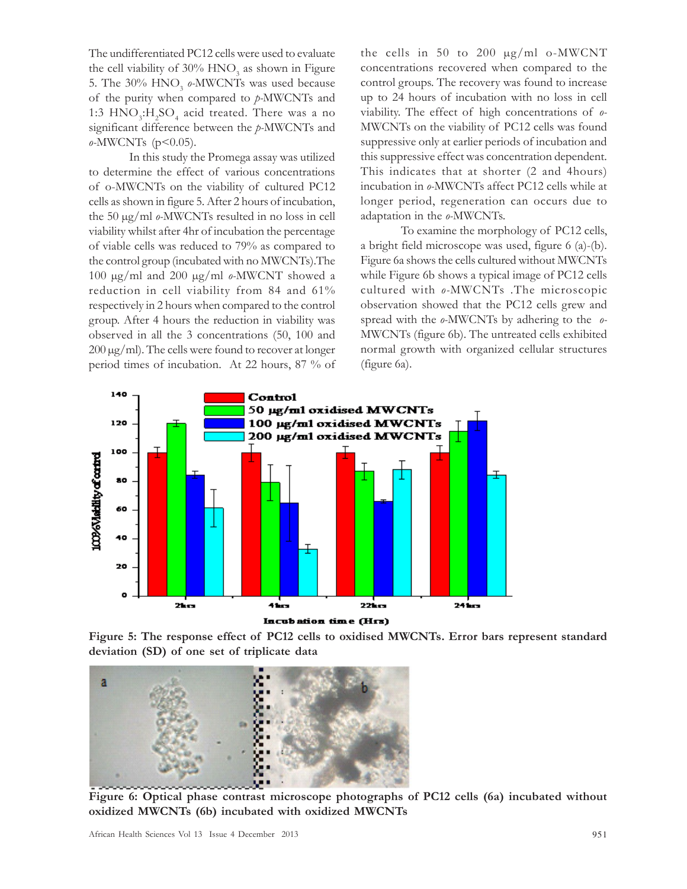The undifferentiated PC12 cells were used to evaluate the cell viability of 30% $HNO_3$ as shown in Figure 5. The 30% $HNO_3$ *o*-MWCNTs was used because of the purity when compared to *p*-MWCNTs and 1:3 $HNO_3$:$H_2SO_4$ acid treated. There was a no significant difference between the *p*-MWCNTs and *o*-MWCNTs ($p<0.05$).

In this study the Promega assay was utilized to determine the effect of various concentrations of o-MWCNTs on the viability of cultured PC12 cells as shown in figure 5. After 2 hours of incubation, the 50 μg/ml *o*-MWCNTs resulted in no loss in cell viability whilst after 4hr of incubation the percentage of viable cells was reduced to 79% as compared to the control group (incubated with no MWCNTs).The 100 μg/ml and 200 μg/ml *o*-MWCNT showed a reduction in cell viability from 84 and 61% respectively in 2 hours when compared to the control group. After 4 hours the reduction in viability was observed in all the 3 concentrations (50, 100 and 200 μg/ml). The cells were found to recover at longer period times of incubation. At 22 hours, 87 % of the cells in 50 to 200 μg/ml o-MWCNT concentrations recovered when compared to the control groups. The recovery was found to increase up to 24 hours of incubation with no loss in cell viability. The effect of high concentrations of *o*-MWCNTs on the viability of PC12 cells was found suppressive only at earlier periods of incubation and this suppressive effect was concentration dependent. This indicates that at shorter (2 and 4hours) incubation in *o*-MWCNTs affect PC12 cells while at longer period, regeneration can occurs due to adaptation in the *o*-MWCNTs.

To examine the morphology of PC12 cells, a bright field microscope was used, figure 6 (a)-(b). Figure 6a shows the cells cultured without MWCNTs while Figure 6b shows a typical image of PC12 cells cultured with *o*-MWCNTs .The microscopic observation showed that the PC12 cells grew and spread with the *o*-MWCNTs by adhering to the *o*-MWCNTs (figure 6b). The untreated cells exhibited normal growth with organized cellular structures (figure 6a).

**Figure 5: The response effect of PC12 cells to oxidised MWCNTs. Error bars represent standard deviation (SD) of one set of triplicate data**

**Figure 6: Optical phase contrast microscope photographs of PC12 cells (6a) incubated without oxidized MWCNTs (6b) incubated with oxidized MWCNTs**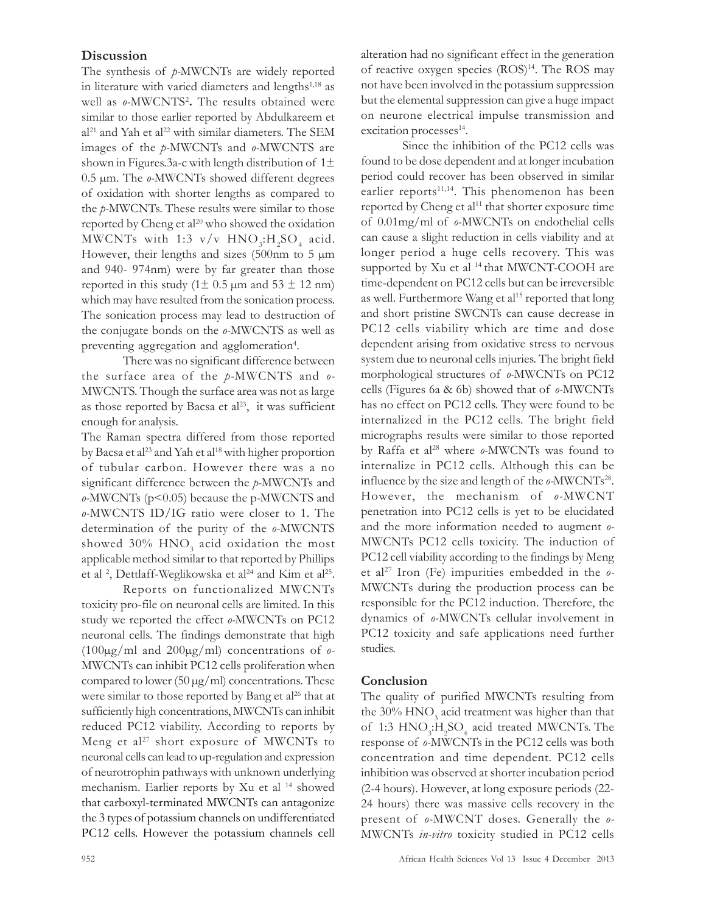## Discussion

The synthesis of *p*-MWCNTs are widely reported in literature with varied diameters and lengths[1,18] as well as *o*-MWCNTS[2]**.** The results obtained were similar to those earlier reported by Abdulkareem et al[21] and Yah et al[22] with similar diameters. The SEM images of the *p*-MWCNTs and *o*-MWCNTS are shown in Figures.3a-c with length distribution of $1\pm 0.5$ μm. The *o*-MWCNTs showed different degrees of oxidation with shorter lengths as compared to the *p*-MWCNTs. These results were similar to those reported by Cheng et al[20] who showed the oxidation MWCNTs with 1:3 v/v $HNO_3$:$H_2SO_4$ acid. However, their lengths and sizes (500nm to 5 μm and 940- 974nm) were by far greater than those reported in this study ($1\pm 0.5$ μm and $53 \pm 12$ nm) which may have resulted from the sonication process. The sonication process may lead to destruction of the conjugate bonds on the *o*-MWCNTS as well as preventing aggregation and agglomeration[4].

There was no significant difference between the surface area of the *p*-MWCNTS and *o*-MWCNTS. Though the surface area was not as large as those reported by Bacsa et al[23], it was sufficient enough for analysis.

The Raman spectra differed from those reported by Bacsa et al[23] and Yah et al[18] with higher proportion of tubular carbon. However there was a no significant difference between the *p*-MWCNTs and *o*-MWCNTs ($p<0.05$) because the p-MWCNTS and *o*-MWCNTS ID/IG ratio were closer to 1. The determination of the purity of the *o*-MWCNTS showed 30% $HNO_3$ acid oxidation the most applicable method similar to that reported by Phillips et al [2], Dettlaff-Weglikowska et al[24] and Kim et al[25].

Reports on functionalized MWCNTs toxicity pro-file on neuronal cells are limited. In this study we reported the effect *o*-MWCNTs on PC12 neuronal cells. The findings demonstrate that high (100μg/ml and 200μg/ml) concentrations of *o*-MWCNTs can inhibit PC12 cells proliferation when compared to lower (50 μg/ml) concentrations. These were similar to those reported by Bang et al[26] that at sufficiently high concentrations, MWCNTs can inhibit reduced PC12 viability. According to reports by Meng et al[27] short exposure of MWCNTs to neuronal cells can lead to up-regulation and expression of neurotrophin pathways with unknown underlying mechanism. Earlier reports by Xu et al [14] showed that carboxyl-terminated MWCNTs can antagonize the 3 types of potassium channels on undifferentiated PC12 cells. However the potassium channels cell alteration had no significant effect in the generation of reactive oxygen species (ROS)[14]. The ROS may not have been involved in the potassium suppression but the elemental suppression can give a huge impact on neurone electrical impulse transmission and excitation processes[14].

Since the inhibition of the PC12 cells was found to be dose dependent and at longer incubation period could recover has been observed in similar earlier reports[11,14]. This phenomenon has been reported by Cheng et al[11] that shorter exposure time of 0.01mg/ml of *o*-MWCNTs on endothelial cells can cause a slight reduction in cells viability and at longer period a huge cells recovery. This was supported by Xu et al [14] that MWCNT-COOH are time-dependent on PC12 cells but can be irreversible as well. Furthermore Wang et al[15] reported that long and short pristine SWCNTs can cause decrease in PC12 cells viability which are time and dose dependent arising from oxidative stress to nervous system due to neuronal cells injuries. The bright field morphological structures of *o*-MWCNTs on PC12 cells (Figures 6a & 6b) showed that of *o*-MWCNTs has no effect on PC12 cells. They were found to be internalized in the PC12 cells. The bright field micrographs results were similar to those reported by Raffa et al[28] where *o*-MWCNTs was found to internalize in PC12 cells. Although this can be influence by the size and length of the *o*-MWCNTs[28]. However, the mechanism of *o*-MWCNT penetration into PC12 cells is yet to be elucidated and the more information needed to augment *o*-MWCNTs PC12 cells toxicity. The induction of PC12 cell viability according to the findings by Meng et al[27] Iron (Fe) impurities embedded in the *o*-MWCNTs during the production process can be responsible for the PC12 induction. Therefore, the dynamics of *o*-MWCNTs cellular involvement in PC12 toxicity and safe applications need further studies.

## Conclusion

The quality of purified MWCNTs resulting from the 30% $HNO_3$ acid treatment was higher than that of 1:3 $HNO_3$:$H_2SO_4$ acid treated MWCNTs. The response of *o*-MWCNTs in the PC12 cells was both concentration and time dependent. PC12 cells inhibition was observed at shorter incubation period (2-4 hours). However, at long exposure periods (22-24 hours) there was massive cells recovery in the present of *o*-MWCNT doses. Generally the *o*-MWCNTs *in-vitro* toxicity studied in PC12 cells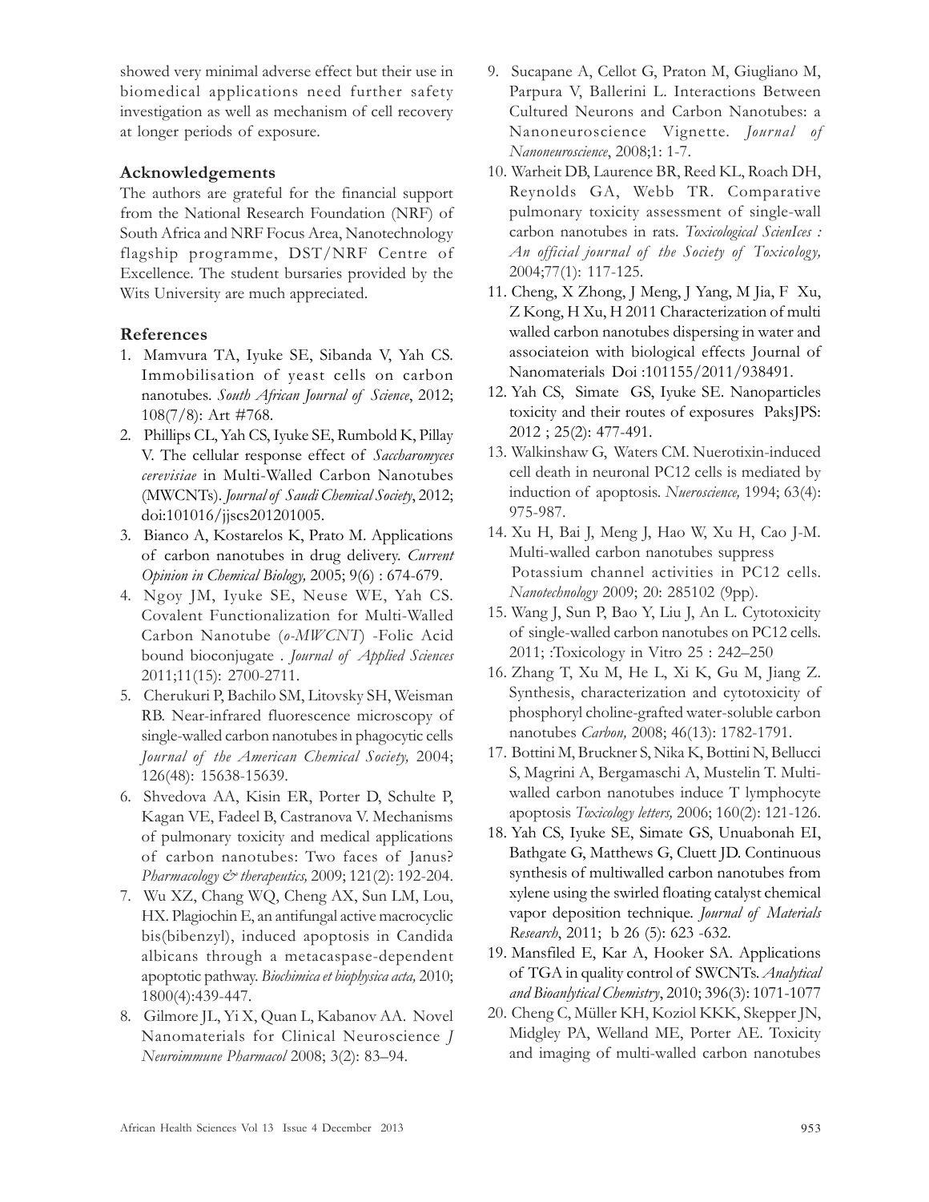showed very minimal adverse effect but their use in biomedical applications need further safety investigation as well as mechanism of cell recovery at longer periods of exposure.

### Acknowledgements

The authors are grateful for the financial support from the National Research Foundation (NRF) of South Africa and NRF Focus Area, Nanotechnology flagship programme, DST/NRF Centre of Excellence. The student bursaries provided by the Wits University are much appreciated.

### References

1. Mamvura TA, Iyuke SE, Sibanda V, Yah CS. Immobilisation of yeast cells on carbon nanotubes. *South African Journal of Science*, 2012; 108(7/8): Art #768.
2. Phillips CL, Yah CS, Iyuke SE, Rumbold K, Pillay V. The cellular response effect of *Saccharomyces cerevisiae* in Multi-Walled Carbon Nanotubes (MWCNTs). *Journal of Saudi Chemical Society*, 2012; doi:101016/jjscs201201005.
3. Bianco A, Kostarelos K, Prato M. Applications of carbon nanotubes in drug delivery. *Current Opinion in Chemical Biology,* 2005; 9(6) : 674-679.
4. Ngoy JM, Iyuke SE, Neuse WE, Yah CS. Covalent Functionalization for Multi-Walled Carbon Nanotube (*o-MWCNT*) -Folic Acid bound bioconjugate . *Journal of Applied Sciences* 2011;11(15): 2700-2711.
5. Cherukuri P, Bachilo SM, Litovsky SH, Weisman RB. Near-infrared fluorescence microscopy of single-walled carbon nanotubes in phagocytic cells *Journal of the American Chemical Society,* 2004; 126(48): 15638-15639.
6. Shvedova AA, Kisin ER, Porter D, Schulte P, Kagan VE, Fadeel B, Castranova V. Mechanisms of pulmonary toxicity and medical applications of carbon nanotubes: Two faces of Janus? *Pharmacology & therapeutics,* 2009; 121(2): 192-204.
7. Wu XZ, Chang WQ, Cheng AX, Sun LM, Lou, HX. Plagiochin E, an antifungal active macrocyclic bis(bibenzyl), induced apoptosis in Candida albicans through a metacaspase-dependent apoptotic pathway. *Biochimica et biophysica acta,* 2010; 1800(4):439-447.
8. Gilmore JL, Yi X, Quan L, Kabanov AA. Novel Nanomaterials for Clinical Neuroscience *J Neuroimmune Pharmacol* 2008; 3(2): 83–94.
9. Sucapane A, Cellot G, Praton M, Giugliano M, Parpura V, Ballerini L. Interactions Between Cultured Neurons and Carbon Nanotubes: a Nanoneuroscience Vignette. *Journal of Nanoneuroscience*, 2008;1: 1-7.
10. Warheit DB, Laurence BR, Reed KL, Roach DH, Reynolds GA, Webb TR. Comparative pulmonary toxicity assessment of single-wall carbon nanotubes in rats. *Toxicological ScienIces : An official journal of the Society of Toxicology,* 2004;77(1): 117-125.
11. Cheng, X Zhong, J Meng, J Yang, M Jia, F Xu, Z Kong, H Xu, H 2011 Characterization of multi walled carbon nanotubes dispersing in water and associateion with biological effects Journal of Nanomaterials Doi :101155/2011/938491.
12. Yah CS, Simate GS, Iyuke SE. Nanoparticles toxicity and their routes of exposures PaksJPS: 2012 ; 25(2): 477-491.
13. Walkinshaw G, Waters CM. Nuerotixin-induced cell death in neuronal PC12 cells is mediated by induction of apoptosis. *Nueroscience,* 1994; 63(4): 975-987.
14. Xu H, Bai J, Meng J, Hao W, Xu H, Cao J-M. Multi-walled carbon nanotubes suppress Potassium channel activities in PC12 cells. *Nanotechnology* 2009; 20: 285102 (9pp).
15. Wang J, Sun P, Bao Y, Liu J, An L. Cytotoxicity of single-walled carbon nanotubes on PC12 cells. 2011; :Toxicology in Vitro 25 : 242–250
16. Zhang T, Xu M, He L, Xi K, Gu M, Jiang Z. Synthesis, characterization and cytotoxicity of phosphoryl choline-grafted water-soluble carbon nanotubes *Carbon,* 2008; 46(13): 1782-1791.
17. Bottini M, Bruckner S, Nika K, Bottini N, Bellucci S, Magrini A, Bergamaschi A, Mustelin T. Multi-walled carbon nanotubes induce T lymphocyte apoptosis *Toxicology letters,* 2006; 160(2): 121-126.
18. Yah CS, Iyuke SE, Simate GS, Unuabonah EI, Bathgate G, Matthews G, Cluett JD. Continuous synthesis of multiwalled carbon nanotubes from xylene using the swirled floating catalyst chemical vapor deposition technique. *Journal of Materials Research*, 2011; b 26 (5): 623 -632.
19. Mansfiled E, Kar A, Hooker SA. Applications of TGA in quality control of SWCNTs. *Analytical and Bioanlytical Chemistry*, 2010; 396(3): 1071-1077
20. Cheng C, Müller KH, Koziol KKK, Skepper JN, Midgley PA, Welland ME, Porter AE. Toxicity and imaging of multi-walled carbon nanotubes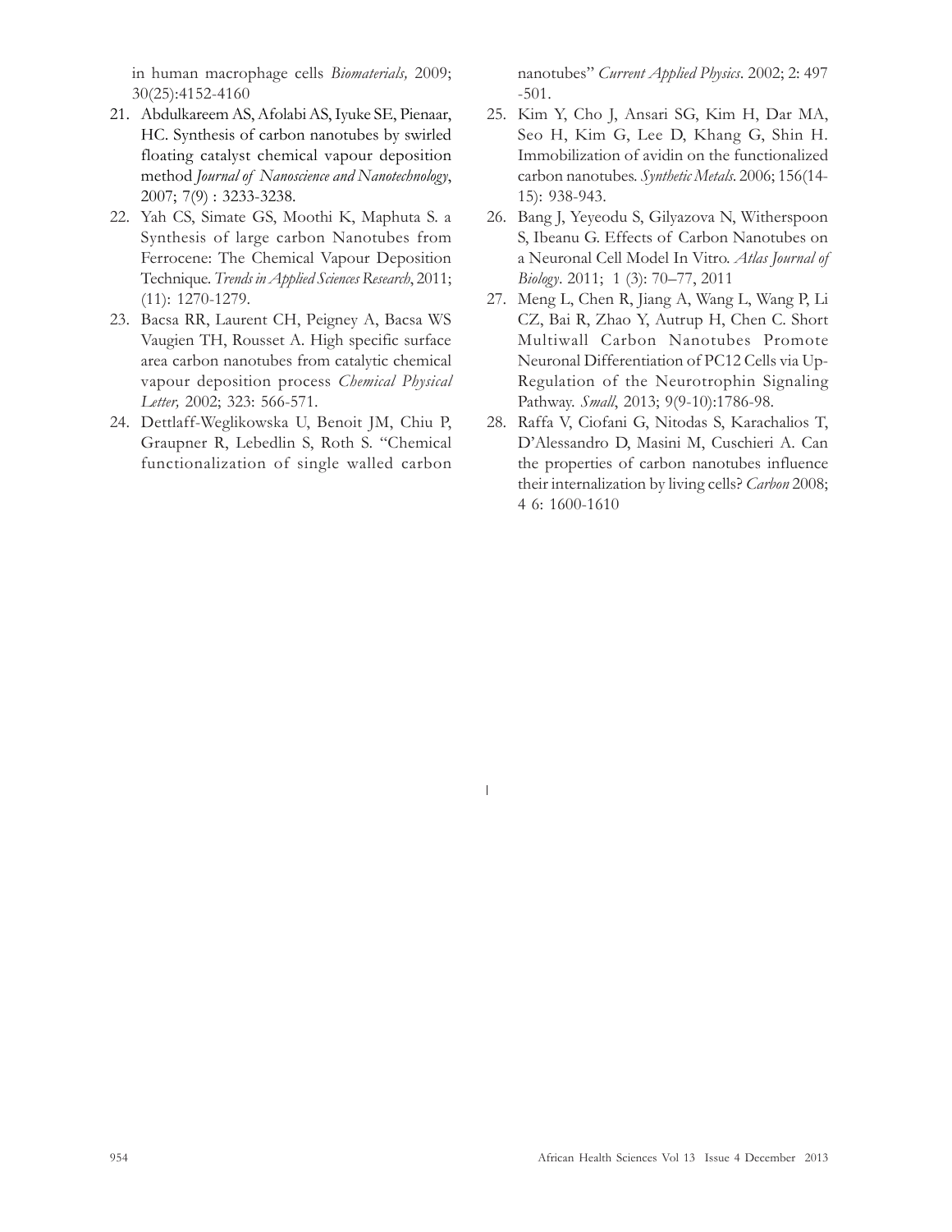in human macrophage cells *Biomaterials,* 2009; 30(25):4152-4160

21. Abdulkareem AS, Afolabi AS, Iyuke SE, Pienaar, HC. Synthesis of carbon nanotubes by swirled floating catalyst chemical vapour deposition method *Journal of Nanoscience and Nanotechnology*, 2007; 7(9) : 3233-3238.
22. Yah CS, Simate GS, Moothi K, Maphuta S. a Synthesis of large carbon Nanotubes from Ferrocene: The Chemical Vapour Deposition Technique. *Trends in Applied Sciences Research*, 2011; (11): 1270-1279.
23. Bacsa RR, Laurent CH, Peigney A, Bacsa WS Vaugien TH, Rousset A. High specific surface area carbon nanotubes from catalytic chemical vapour deposition process *Chemical Physical Letter,* 2002; 323: 566-571.
24. Dettlaff-Weglikowska U, Benoit JM, Chiu P, Graupner R, Lebedlin S, Roth S. "Chemical functionalization of single walled carbon nanotubes" *Current Applied Physics*. 2002; 2: 497 -501.
25. Kim Y, Cho J, Ansari SG, Kim H, Dar MA, Seo H, Kim G, Lee D, Khang G, Shin H. Immobilization of avidin on the functionalized carbon nanotubes. *Synthetic Metals*. 2006; 156(14-15): 938-943.
26. Bang J, Yeyeodu S, Gilyazova N, Witherspoon S, Ibeanu G. Effects of Carbon Nanotubes on a Neuronal Cell Model In Vitro. *Atlas Journal of Biology*. 2011; 1 (3): 70–77, 2011
27. Meng L, Chen R, Jiang A, Wang L, Wang P, Li CZ, Bai R, Zhao Y, Autrup H, Chen C. Short Multiwall Carbon Nanotubes Promote Neuronal Differentiation of PC12 Cells via Up-Regulation of the Neurotrophin Signaling Pathway. *Small*, 2013; 9(9-10):1786-98.
28. Raffa V, Ciofani G, Nitodas S, Karachalios T, D'Alessandro D, Masini M, Cuschieri A. Can the properties of carbon nanotubes influence their internalization by living cells? *Carbon* 2008; 4 6: 1600-1610